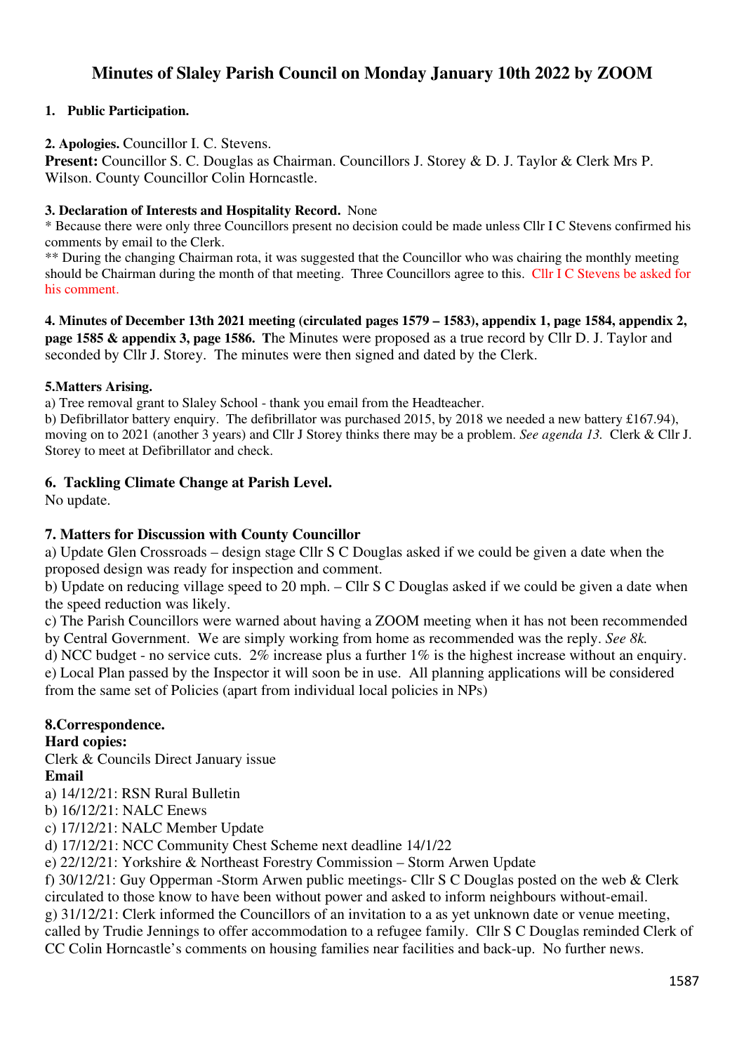# Minutes of Slaley Parish Council on Monday January 10th 2022 by ZOOM

**1. Public Participation.**

**2. Apologies.** Councillor I. C. Stevens.
**Present:** Councillor S. C. Douglas as Chairman. Councillors J. Storey & D. J. Taylor & Clerk Mrs P. Wilson. County Councillor Colin Horncastle.

**3. Declaration of Interests and Hospitality Record.** None
* Because there were only three Councillors present no decision could be made unless Cllr I C Stevens confirmed his comments by email to the Clerk.
** During the changing Chairman rota, it was suggested that the Councillor who was chairing the monthly meeting should be Chairman during the month of that meeting. Three Councillors agree to this. Cllr I C Stevens be asked for his comment.

**4. Minutes of December 13th 2021 meeting (circulated pages 1579 – 1583), appendix 1, page 1584, appendix 2, page 1585 & appendix 3, page 1586. T**he Minutes were proposed as a true record by Cllr D. J. Taylor and seconded by Cllr J. Storey. The minutes were then signed and dated by the Clerk.

**5.Matters Arising.**
a) Tree removal grant to Slaley School - thank you email from the Headteacher.
b) Defibrillator battery enquiry. The defibrillator was purchased 2015, by 2018 we needed a new battery £167.94), moving on to 2021 (another 3 years) and Cllr J Storey thinks there may be a problem. *See agenda 13.* Clerk & Cllr J. Storey to meet at Defibrillator and check.

**6. Tackling Climate Change at Parish Level.**
No update.

**7. Matters for Discussion with County Councillor**
a) Update Glen Crossroads – design stage Cllr S C Douglas asked if we could be given a date when the proposed design was ready for inspection and comment.
b) Update on reducing village speed to 20 mph. – Cllr S C Douglas asked if we could be given a date when the speed reduction was likely.
c) The Parish Councillors were warned about having a ZOOM meeting when it has not been recommended by Central Government. We are simply working from home as recommended was the reply. *See 8k.*
d) NCC budget - no service cuts. 2% increase plus a further 1% is the highest increase without an enquiry.
e) Local Plan passed by the Inspector it will soon be in use. All planning applications will be considered from the same set of Policies (apart from individual local policies in NPs)

**8.Correspondence.**
**Hard copies:**
Clerk & Councils Direct January issue
**Email**
a) 14/12/21: RSN Rural Bulletin
b) 16/12/21: NALC Enews
c) 17/12/21: NALC Member Update
d) 17/12/21: NCC Community Chest Scheme next deadline 14/1/22
e) 22/12/21: Yorkshire & Northeast Forestry Commission – Storm Arwen Update
f) 30/12/21: Guy Opperman -Storm Arwen public meetings- Cllr S C Douglas posted on the web & Clerk circulated to those know to have been without power and asked to inform neighbours without-email.
g) 31/12/21: Clerk informed the Councillors of an invitation to a as yet unknown date or venue meeting, called by Trudie Jennings to offer accommodation to a refugee family. Cllr S C Douglas reminded Clerk of CC Colin Horncastle's comments on housing families near facilities and back-up. No further news.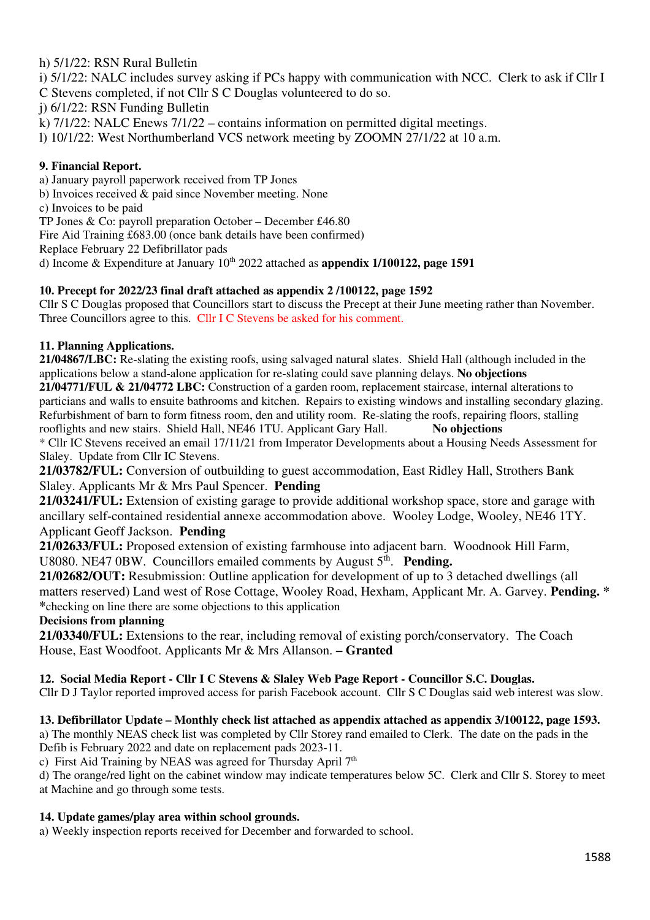h) 5/1/22: RSN Rural Bulletin

i) 5/1/22: NALC includes survey asking if PCs happy with communication with NCC. Clerk to ask if Cllr I C Stevens completed, if not Cllr S C Douglas volunteered to do so.

j) 6/1/22: RSN Funding Bulletin

k) 7/1/22: NALC Enews 7/1/22 – contains information on permitted digital meetings.

l) 10/1/22: West Northumberland VCS network meeting by ZOOMN 27/1/22 at 10 a.m.

**9. Financial Report.**

a) January payroll paperwork received from TP Jones

b) Invoices received & paid since November meeting. None

c) Invoices to be paid

TP Jones & Co: payroll preparation October – December £46.80

Fire Aid Training £683.00 (once bank details have been confirmed)

Replace February 22 Defibrillator pads

d) Income & Expenditure at January 10th 2022 attached as **appendix 1/100122, page 1591**

**10. Precept for 2022/23 final draft attached as appendix 2 /100122, page 1592**

Cllr S C Douglas proposed that Councillors start to discuss the Precept at their June meeting rather than November. Three Councillors agree to this. Cllr I C Stevens be asked for his comment.

**11. Planning Applications.**

**21/04867/LBC:** Re-slating the existing roofs, using salvaged natural slates. Shield Hall (although included in the applications below a stand-alone application for re-slating could save planning delays. **No objections**

**21/04771/FUL & 21/04772 LBC:** Construction of a garden room, replacement staircase, internal alterations to particians and walls to ensuite bathrooms and kitchen. Repairs to existing windows and installing secondary glazing. Refurbishment of barn to form fitness room, den and utility room. Re-slating the roofs, repairing floors, stalling rooflights and new stairs. Shield Hall, NE46 1TU. Applicant Gary Hall. **No objections**

* Cllr IC Stevens received an email 17/11/21 from Imperator Developments about a Housing Needs Assessment for Slaley. Update from Cllr IC Stevens.

**21/03782/FUL:** Conversion of outbuilding to guest accommodation, East Ridley Hall, Strothers Bank Slaley. Applicants Mr & Mrs Paul Spencer. **Pending**

**21/03241/FUL:** Extension of existing garage to provide additional workshop space, store and garage with ancillary self-contained residential annexe accommodation above. Wooley Lodge, Wooley, NE46 1TY. Applicant Geoff Jackson. **Pending**

**21/02633/FUL:** Proposed extension of existing farmhouse into adjacent barn. Woodnook Hill Farm, U8080. NE47 0BW. Councillors emailed comments by August 5th. **Pending.**

**21/02682/OUT:** Resubmission: Outline application for development of up to 3 detached dwellings (all matters reserved) Land west of Rose Cottage, Wooley Road, Hexham, Applicant Mr. A. Garvey. **Pending. ***

*checking on line there are some objections to this application

**Decisions from planning**

**21/03340/FUL:** Extensions to the rear, including removal of existing porch/conservatory. The Coach House, East Woodfoot. Applicants Mr & Mrs Allanson. **– Granted**

**12. Social Media Report - Cllr I C Stevens & Slaley Web Page Report - Councillor S.C. Douglas.**

Cllr D J Taylor reported improved access for parish Facebook account. Cllr S C Douglas said web interest was slow.

**13. Defibrillator Update – Monthly check list attached as appendix attached as appendix 3/100122, page 1593.**

a) The monthly NEAS check list was completed by Cllr Storey rand emailed to Clerk. The date on the pads in the Defib is February 2022 and date on replacement pads 2023-11.

c) First Aid Training by NEAS was agreed for Thursday April 7th

d) The orange/red light on the cabinet window may indicate temperatures below 5C. Clerk and Cllr S. Storey to meet at Machine and go through some tests.

**14. Update games/play area within school grounds.**

a) Weekly inspection reports received for December and forwarded to school.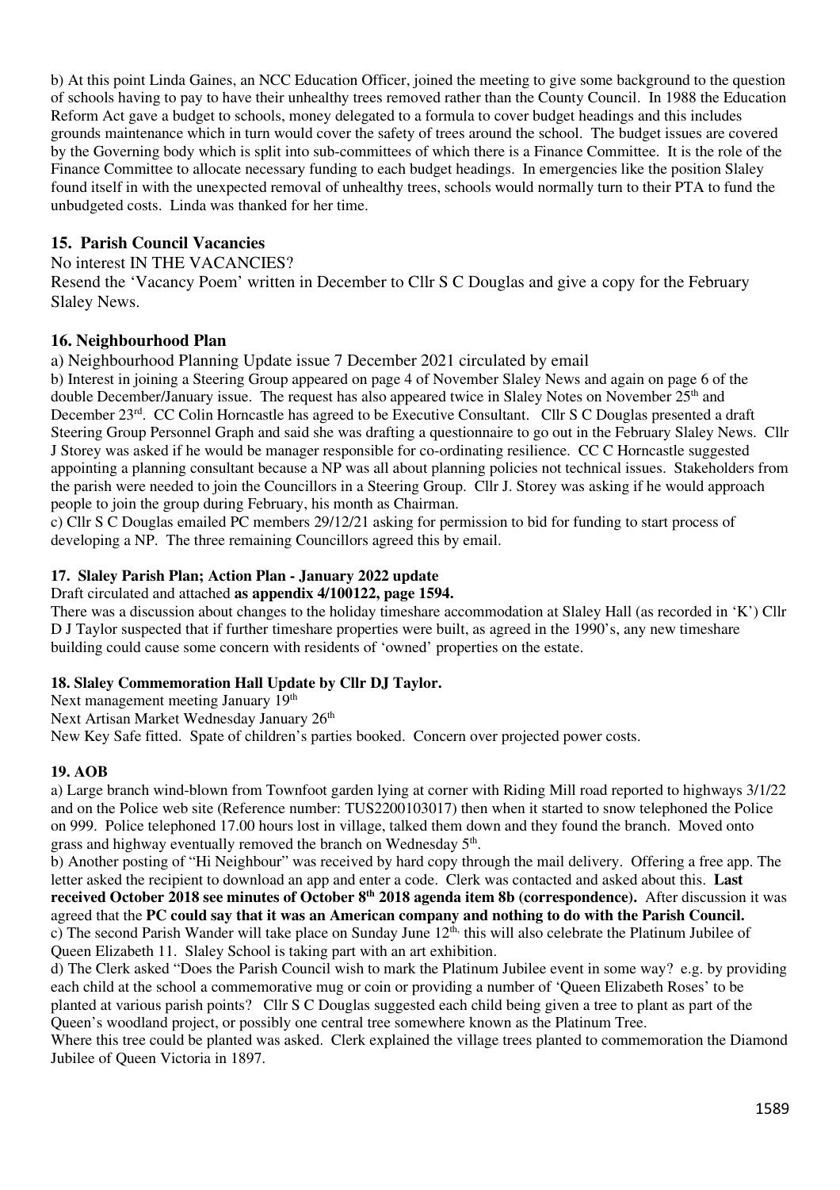b) At this point Linda Gaines, an NCC Education Officer, joined the meeting to give some background to the question of schools having to pay to have their unhealthy trees removed rather than the County Council. In 1988 the Education Reform Act gave a budget to schools, money delegated to a formula to cover budget headings and this includes grounds maintenance which in turn would cover the safety of trees around the school. The budget issues are covered by the Governing body which is split into sub-committees of which there is a Finance Committee. It is the role of the Finance Committee to allocate necessary funding to each budget headings. In emergencies like the position Slaley found itself in with the unexpected removal of unhealthy trees, schools would normally turn to their PTA to fund the unbudgeted costs. Linda was thanked for her time.

## 15. Parish Council Vacancies

No interest IN THE VACANCIES?

Resend the 'Vacancy Poem' written in December to Cllr S C Douglas and give a copy for the February Slaley News.

## 16. Neighbourhood Plan

a) Neighbourhood Planning Update issue 7 December 2021 circulated by email

b) Interest in joining a Steering Group appeared on page 4 of November Slaley News and again on page 6 of the double December/January issue. The request has also appeared twice in Slaley Notes on November 25th and December 23rd. CC Colin Horncastle has agreed to be Executive Consultant. Cllr S C Douglas presented a draft Steering Group Personnel Graph and said she was drafting a questionnaire to go out in the February Slaley News. Cllr J Storey was asked if he would be manager responsible for co-ordinating resilience. CC C Horncastle suggested appointing a planning consultant because a NP was all about planning policies not technical issues. Stakeholders from the parish were needed to join the Councillors in a Steering Group. Cllr J. Storey was asking if he would approach people to join the group during February, his month as Chairman.

c) Cllr S C Douglas emailed PC members 29/12/21 asking for permission to bid for funding to start process of developing a NP. The three remaining Councillors agreed this by email.

### 17. Slaley Parish Plan; Action Plan - January 2022 update

Draft circulated and attached **as appendix 4/100122, page 1594.**

There was a discussion about changes to the holiday timeshare accommodation at Slaley Hall (as recorded in 'K') Cllr D J Taylor suspected that if further timeshare properties were built, as agreed in the 1990's, any new timeshare building could cause some concern with residents of 'owned' properties on the estate.

### 18. Slaley Commemoration Hall Update by Cllr DJ Taylor.

Next management meeting January 19th

Next Artisan Market Wednesday January 26th

New Key Safe fitted. Spate of children's parties booked. Concern over projected power costs.

### 19. AOB

a) Large branch wind-blown from Townfoot garden lying at corner with Riding Mill road reported to highways 3/1/22 and on the Police web site (Reference number: TUS2200103017) then when it started to snow telephoned the Police on 999. Police telephoned 17.00 hours lost in village, talked them down and they found the branch. Moved onto grass and highway eventually removed the branch on Wednesday 5th.

b) Another posting of "Hi Neighbour" was received by hard copy through the mail delivery. Offering a free app. The letter asked the recipient to download an app and enter a code. Clerk was contacted and asked about this. **Last received October 2018 see minutes of October 8th 2018 agenda item 8b (correspondence).** After discussion it was agreed that the **PC could say that it was an American company and nothing to do with the Parish Council.**

c) The second Parish Wander will take place on Sunday June 12th, this will also celebrate the Platinum Jubilee of Queen Elizabeth 11. Slaley School is taking part with an art exhibition.

d) The Clerk asked "Does the Parish Council wish to mark the Platinum Jubilee event in some way? e.g. by providing each child at the school a commemorative mug or coin or providing a number of 'Queen Elizabeth Roses' to be planted at various parish points? Cllr S C Douglas suggested each child being given a tree to plant as part of the Queen's woodland project, or possibly one central tree somewhere known as the Platinum Tree.

Where this tree could be planted was asked. Clerk explained the village trees planted to commemoration the Diamond Jubilee of Queen Victoria in 1897.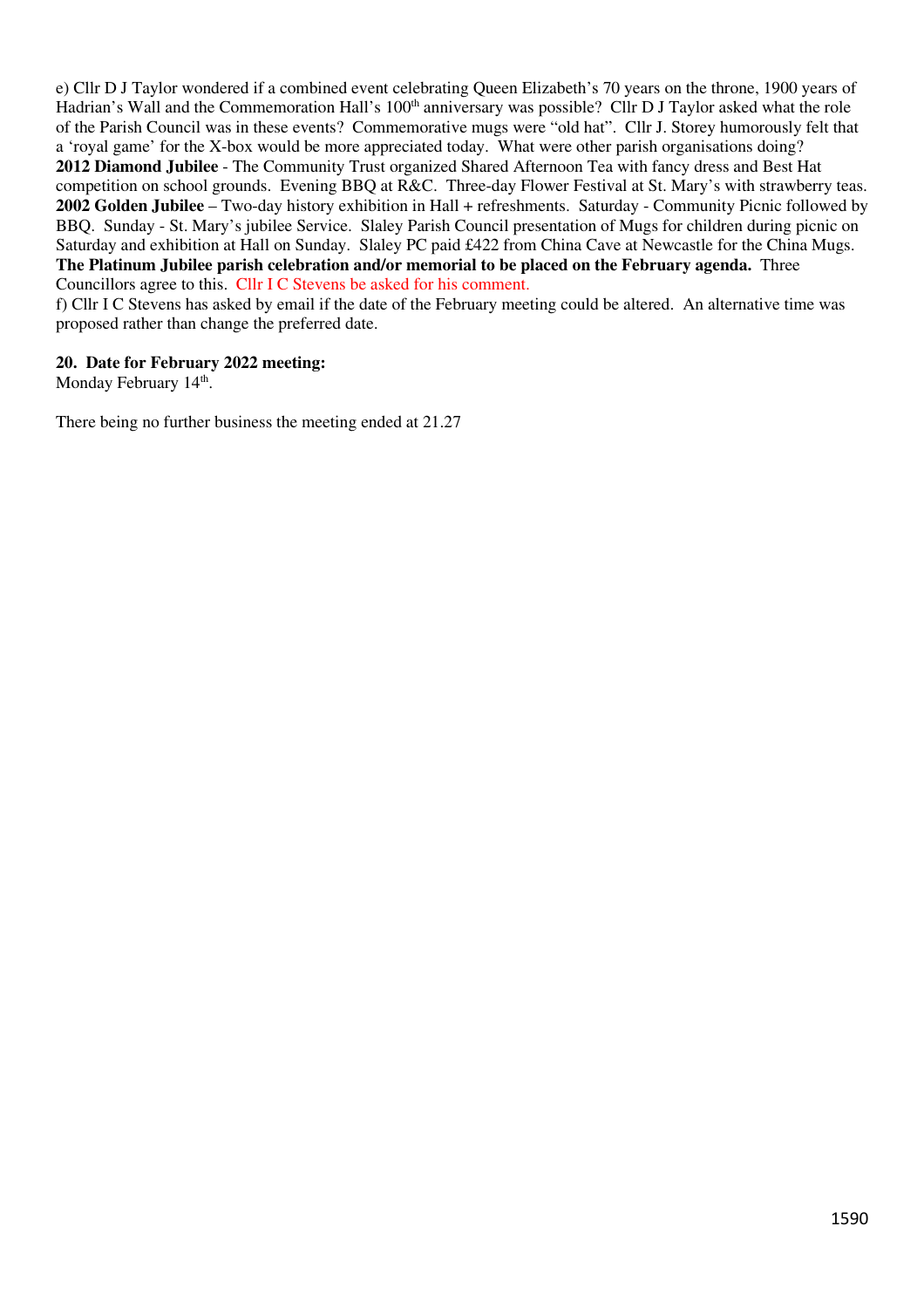e) Cllr D J Taylor wondered if a combined event celebrating Queen Elizabeth's 70 years on the throne, 1900 years of Hadrian's Wall and the Commemoration Hall's 100th anniversary was possible? Cllr D J Taylor asked what the role of the Parish Council was in these events? Commemorative mugs were "old hat". Cllr J. Storey humorously felt that a 'royal game' for the X-box would be more appreciated today. What were other parish organisations doing?

**2012 Diamond Jubilee** - The Community Trust organized Shared Afternoon Tea with fancy dress and Best Hat competition on school grounds. Evening BBQ at R&C. Three-day Flower Festival at St. Mary's with strawberry teas.

**2002 Golden Jubilee** – Two-day history exhibition in Hall + refreshments. Saturday - Community Picnic followed by BBQ. Sunday - St. Mary's jubilee Service. Slaley Parish Council presentation of Mugs for children during picnic on Saturday and exhibition at Hall on Sunday. Slaley PC paid £422 from China Cave at Newcastle for the China Mugs.

**The Platinum Jubilee parish celebration and/or memorial to be placed on the February agenda.** Three Councillors agree to this. Cllr I C Stevens be asked for his comment.

f) Cllr I C Stevens has asked by email if the date of the February meeting could be altered. An alternative time was proposed rather than change the preferred date.

**20. Date for February 2022 meeting:**

Monday February 14th.

There being no further business the meeting ended at 21.27